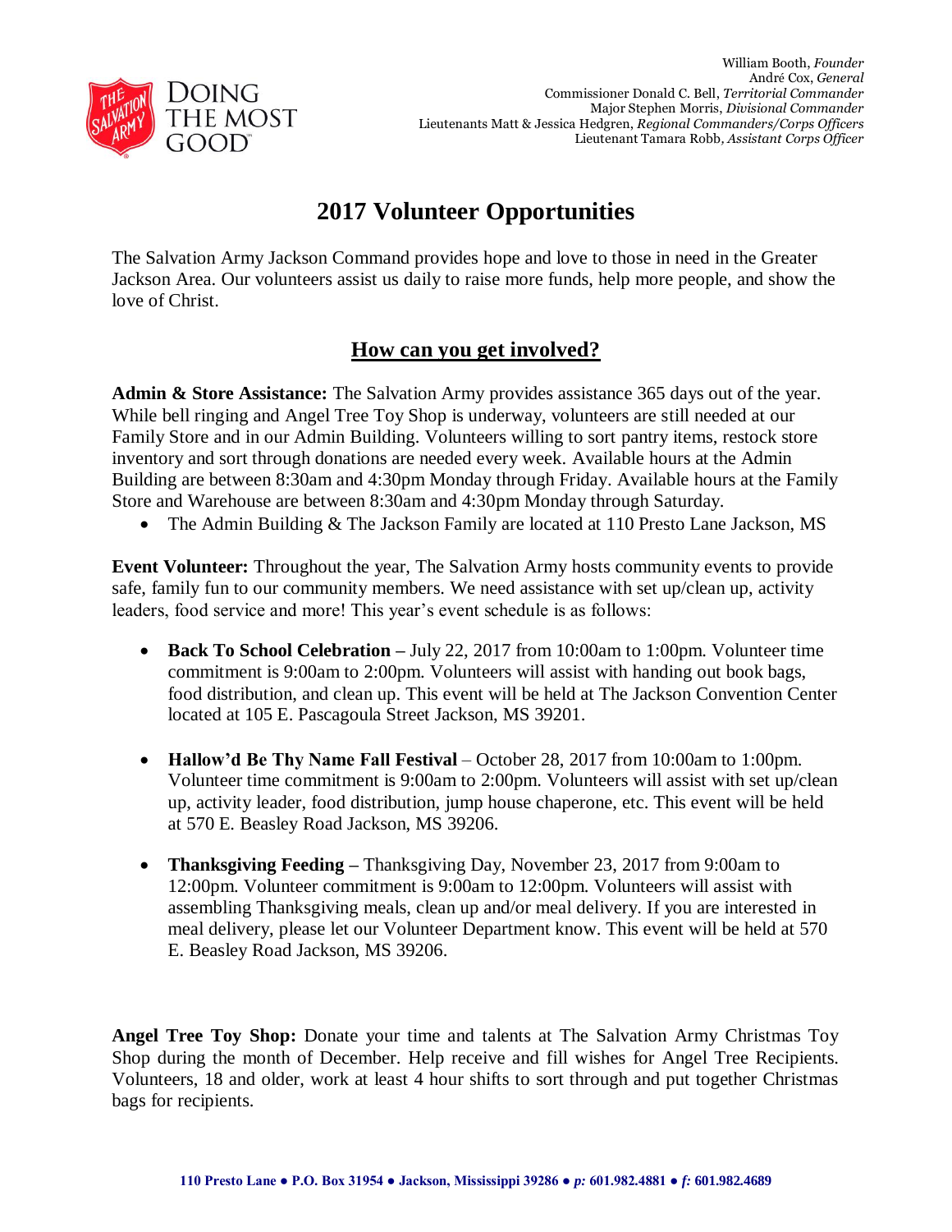DOING THE MOST GOOD

William Booth, *Founder*
André Cox, *General*
Commissioner Donald C. Bell, *Territorial Commander*
Major Stephen Morris, *Divisional Commander*
Lieutenants Matt & Jessica Hedgren, *Regional Commanders/Corps Officers*
Lieutenant Tamara Robb, *Assistant Corps Officer*

# 2017 Volunteer Opportunities

The Salvation Army Jackson Command provides hope and love to those in need in the Greater Jackson Area. Our volunteers assist us daily to raise more funds, help more people, and show the love of Christ.

## How can you get involved?

**Admin & Store Assistance:** The Salvation Army provides assistance 365 days out of the year. While bell ringing and Angel Tree Toy Shop is underway, volunteers are still needed at our Family Store and in our Admin Building. Volunteers willing to sort pantry items, restock store inventory and sort through donations are needed every week. Available hours at the Admin Building are between 8:30am and 4:30pm Monday through Friday. Available hours at the Family Store and Warehouse are between 8:30am and 4:30pm Monday through Saturday.

- The Admin Building & The Jackson Family are located at 110 Presto Lane Jackson, MS

**Event Volunteer:** Throughout the year, The Salvation Army hosts community events to provide safe, family fun to our community members. We need assistance with set up/clean up, activity leaders, food service and more! This year's event schedule is as follows:

- **Back To School Celebration –** July 22, 2017 from 10:00am to 1:00pm. Volunteer time commitment is 9:00am to 2:00pm. Volunteers will assist with handing out book bags, food distribution, and clean up. This event will be held at The Jackson Convention Center located at 105 E. Pascagoula Street Jackson, MS 39201.

- **Hallow'd Be Thy Name Fall Festival** – October 28, 2017 from 10:00am to 1:00pm. Volunteer time commitment is 9:00am to 2:00pm. Volunteers will assist with set up/clean up, activity leader, food distribution, jump house chaperone, etc. This event will be held at 570 E. Beasley Road Jackson, MS 39206.

- **Thanksgiving Feeding –** Thanksgiving Day, November 23, 2017 from 9:00am to 12:00pm. Volunteer commitment is 9:00am to 12:00pm. Volunteers will assist with assembling Thanksgiving meals, clean up and/or meal delivery. If you are interested in meal delivery, please let our Volunteer Department know. This event will be held at 570 E. Beasley Road Jackson, MS 39206.

**Angel Tree Toy Shop:** Donate your time and talents at The Salvation Army Christmas Toy Shop during the month of December. Help receive and fill wishes for Angel Tree Recipients. Volunteers, 18 and older, work at least 4 hour shifts to sort through and put together Christmas bags for recipients.

**110 Presto Lane ● P.O. Box 31954 ● Jackson, Mississippi 39286 ● *p:* 601.982.4881 ● *f:* 601.982.4689**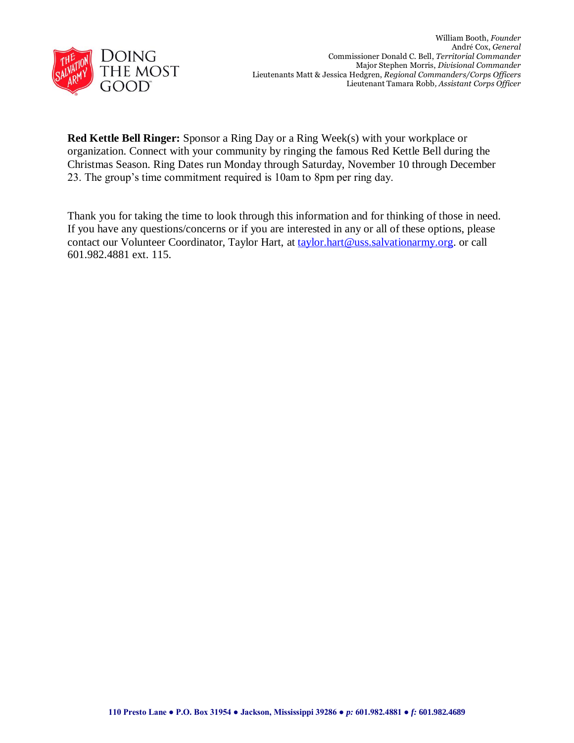William Booth, *Founder*
André Cox, *General*
Commissioner Donald C. Bell, *Territorial Commander*
Major Stephen Morris, *Divisional Commander*
Lieutenants Matt & Jessica Hedgren, *Regional Commanders/Corps Officers*
Lieutenant Tamara Robb, *Assistant Corps Officer*

**Red Kettle Bell Ringer:** Sponsor a Ring Day or a Ring Week(s) with your workplace or organization. Connect with your community by ringing the famous Red Kettle Bell during the Christmas Season. Ring Dates run Monday through Saturday, November 10 through December 23. The group's time commitment required is 10am to 8pm per ring day.

Thank you for taking the time to look through this information and for thinking of those in need. If you have any questions/concerns or if you are interested in any or all of these options, please contact our Volunteer Coordinator, Taylor Hart, at taylor.hart@uss.salvationarmy.org. or call 601.982.4881 ext. 115.

**110 Presto Lane ● P.O. Box 31954 ● Jackson, Mississippi 39286 ● *p:* 601.982.4881 ● *f:* 601.982.4689**